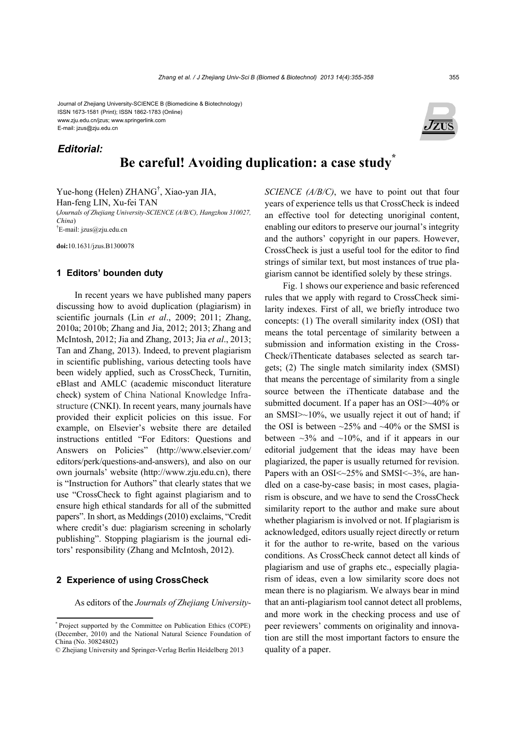Journal of Zhejiang University-SCIENCE B (Biomedicine & Biotechnology)
ISSN 1673-1581 (Print); ISSN 1862-1783 (Online)
www.zju.edu.cn/jzus; www.springerlink.com
E-mail: jzus@zju.edu.cn

***Editorial:***

# Be careful! Avoiding duplication: a case study*

Yue-hong (Helen) ZHANG†, Xiao-yan JIA, Han-feng LIN, Xu-fei TAN

(*Journals of Zhejiang University-SCIENCE (A/B/C), Hangzhou 310027, China*)

†E-mail: jzus@zju.edu.cn

**doi:**10.1631/jzus.B1300078

## 1 Editors' bounden duty

In recent years we have published many papers discussing how to avoid duplication (plagiarism) in scientific journals (Lin *et al*., 2009; 2011; Zhang, 2010a; 2010b; Zhang and Jia, 2012; 2013; Zhang and McIntosh, 2012; Jia and Zhang, 2013; Jia *et al*., 2013; Tan and Zhang, 2013). Indeed, to prevent plagiarism in scientific publishing, various detecting tools have been widely applied, such as CrossCheck, Turnitin, eBlast and AMLC (academic misconduct literature check) system of China National Knowledge Infrastructure (CNKI). In recent years, many journals have provided their explicit policies on this issue. For example, on Elsevier's website there are detailed instructions entitled "For Editors: Questions and Answers on Policies" (http://www.elsevier.com/editors/perk/questions-and-answers), and also on our own journals' website (http://www.zju.edu.cn), there is "Instruction for Authors" that clearly states that we use "CrossCheck to fight against plagiarism and to ensure high ethical standards for all of the submitted papers". In short, as Meddings (2010) exclaims, "Credit where credit's due: plagiarism screening in scholarly publishing". Stopping plagiarism is the journal editors' responsibility (Zhang and McIntosh, 2012).

## 2 Experience of using CrossCheck

As editors of the *Journals of Zhejiang University-SCIENCE (A/B/C)*, we have to point out that four years of experience tells us that CrossCheck is indeed an effective tool for detecting unoriginal content, enabling our editors to preserve our journal's integrity and the authors' copyright in our papers. However, CrossCheck is just a useful tool for the editor to find strings of similar text, but most instances of true plagiarism cannot be identified solely by these strings.

Fig. 1 shows our experience and basic referenced rules that we apply with regard to CrossCheck similarity indexes. First of all, we briefly introduce two concepts: (1) The overall similarity index (OSI) that means the total percentage of similarity between a submission and information existing in the CrossCheck/iThenticate databases selected as search targets; (2) The single match similarity index (SMSI) that means the percentage of similarity from a single source between the iThenticate database and the submitted document. If a paper has an OSI>~40% or an SMSI>~10%, we usually reject it out of hand; if the OSI is between ~25% and ~40% or the SMSI is between ~3% and ~10%, and if it appears in our editorial judgement that the ideas may have been plagiarized, the paper is usually returned for revision. Papers with an OSI<~25% and SMSI<~3%, are handled on a case-by-case basis; in most cases, plagiarism is obscure, and we have to send the CrossCheck similarity report to the author and make sure about whether plagiarism is involved or not. If plagiarism is acknowledged, editors usually reject directly or return it for the author to re-write, based on the various conditions. As CrossCheck cannot detect all kinds of plagiarism and use of graphs etc., especially plagiarism of ideas, even a low similarity score does not mean there is no plagiarism. We always bear in mind that an anti-plagiarism tool cannot detect all problems, and more work in the checking process and use of peer reviewers' comments on originality and innovation are still the most important factors to ensure the quality of a paper.

---

\* Project supported by the Committee on Publication Ethics (COPE) (December, 2010) and the National Natural Science Foundation of China (No. 30824802)

© Zhejiang University and Springer-Verlag Berlin Heidelberg 2013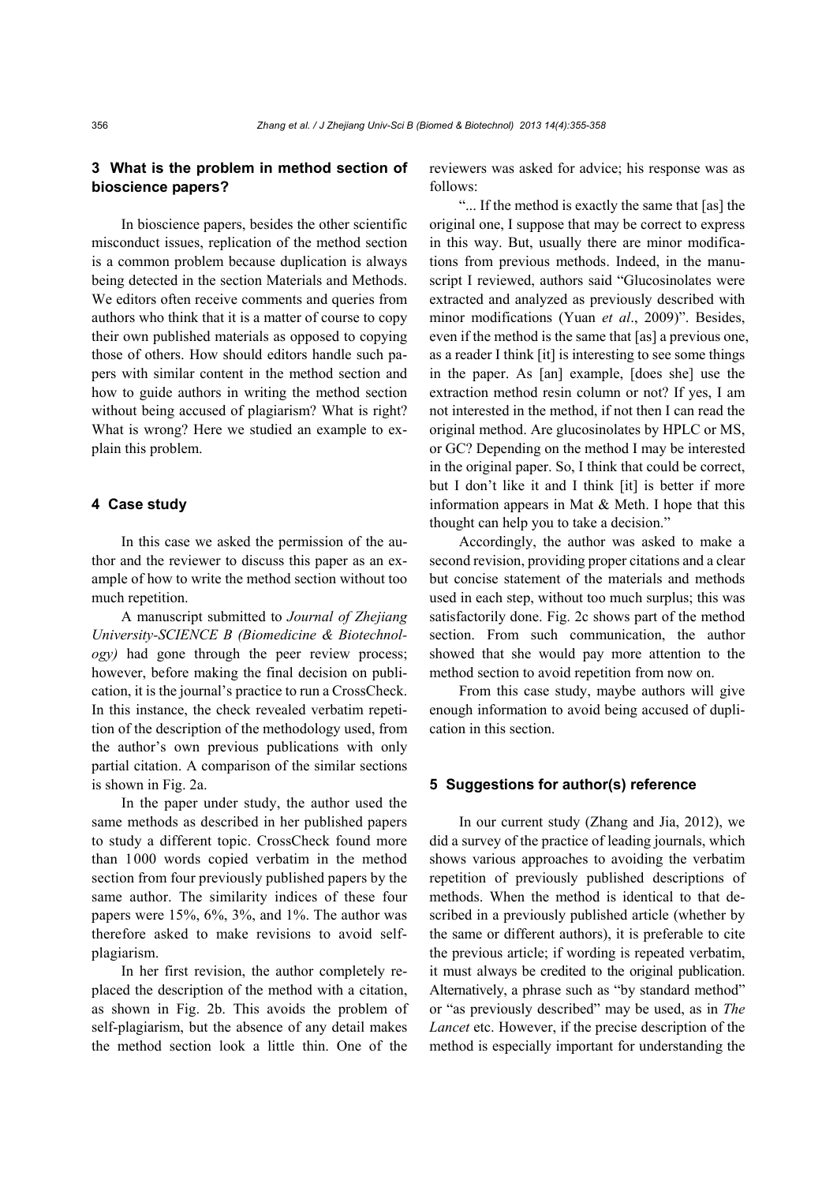## 3 What is the problem in method section of bioscience papers?

In bioscience papers, besides the other scientific misconduct issues, replication of the method section is a common problem because duplication is always being detected in the section Materials and Methods. We editors often receive comments and queries from authors who think that it is a matter of course to copy their own published materials as opposed to copying those of others. How should editors handle such papers with similar content in the method section and how to guide authors in writing the method section without being accused of plagiarism? What is right? What is wrong? Here we studied an example to explain this problem.

## 4 Case study

In this case we asked the permission of the author and the reviewer to discuss this paper as an example of how to write the method section without too much repetition.

A manuscript submitted to *Journal of Zhejiang University-SCIENCE B (Biomedicine & Biotechnology)* had gone through the peer review process; however, before making the final decision on publication, it is the journal's practice to run a CrossCheck. In this instance, the check revealed verbatim repetition of the description of the methodology used, from the author's own previous publications with only partial citation. A comparison of the similar sections is shown in Fig. 2a.

In the paper under study, the author used the same methods as described in her published papers to study a different topic. CrossCheck found more than 1000 words copied verbatim in the method section from four previously published papers by the same author. The similarity indices of these four papers were 15%, 6%, 3%, and 1%. The author was therefore asked to make revisions to avoid self-plagiarism.

In her first revision, the author completely replaced the description of the method with a citation, as shown in Fig. 2b. This avoids the problem of self-plagiarism, but the absence of any detail makes the method section look a little thin. One of the reviewers was asked for advice; his response was as follows:

"... If the method is exactly the same that [as] the original one, I suppose that may be correct to express in this way. But, usually there are minor modifications from previous methods. Indeed, in the manuscript I reviewed, authors said "Glucosinolates were extracted and analyzed as previously described with minor modifications (Yuan *et al*., 2009)". Besides, even if the method is the same that [as] a previous one, as a reader I think [it] is interesting to see some things in the paper. As [an] example, [does she] use the extraction method resin column or not? If yes, I am not interested in the method, if not then I can read the original method. Are glucosinolates by HPLC or MS, or GC? Depending on the method I may be interested in the original paper. So, I think that could be correct, but I don't like it and I think [it] is better if more information appears in Mat & Meth. I hope that this thought can help you to take a decision."

Accordingly, the author was asked to make a second revision, providing proper citations and a clear but concise statement of the materials and methods used in each step, without too much surplus; this was satisfactorily done. Fig. 2c shows part of the method section. From such communication, the author showed that she would pay more attention to the method section to avoid repetition from now on.

From this case study, maybe authors will give enough information to avoid being accused of duplication in this section.

## 5 Suggestions for author(s) reference

In our current study (Zhang and Jia, 2012), we did a survey of the practice of leading journals, which shows various approaches to avoiding the verbatim repetition of previously published descriptions of methods. When the method is identical to that described in a previously published article (whether by the same or different authors), it is preferable to cite the previous article; if wording is repeated verbatim, it must always be credited to the original publication. Alternatively, a phrase such as "by standard method" or "as previously described" may be used, as in *The Lancet* etc. However, if the precise description of the method is especially important for understanding the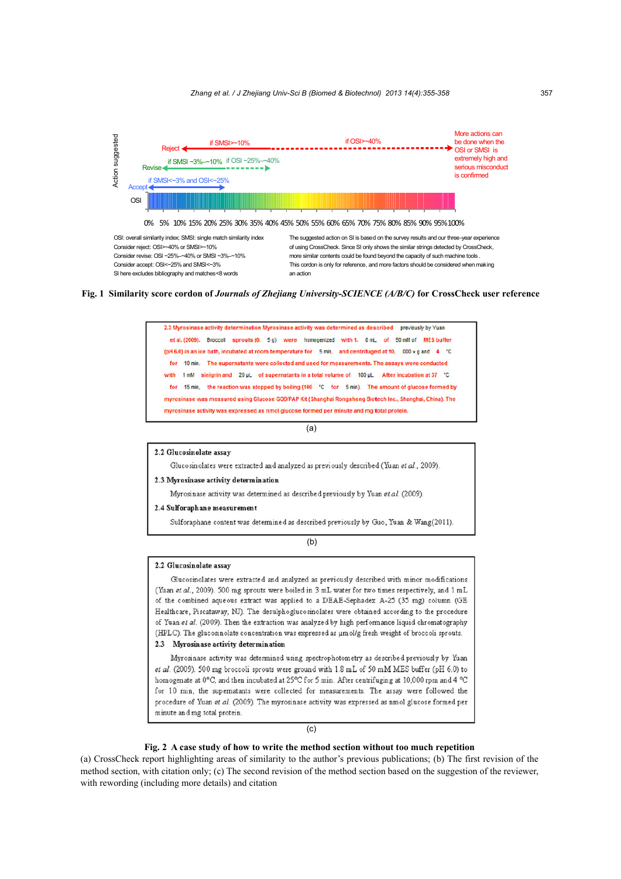Action suggested

Reject ← if SMSI>~10% ········ if OSI>~40% ········→ More actions can be done when the OSI or SMSI is extremely high and serious misconduct is confirmed

Revise ← if SMSI ~3%–~10% ···· if OSI ~25%–~40% ····→

Accept ← if SMSI<~3% and OSI<~25% →

OSI

0% 5% 10% 15% 20% 25% 30% 35% 40% 45% 50% 55% 60% 65% 70% 75% 80% 85% 90% 95% 100%

OSI: overall similarity index; SMSI: single match similarity index
Consider reject: OSI>~40% or SMSI>~10%
Consider revise: OSI ~25%–~40% or SMSI ~3%–~10%
Consider accept: OSI<~25% and SMSI<~3%
SI here excludes bibliography and matches<8 words

The suggested action on SI is based on the survey results and our three-year experience of using CrossCheck. Since SI only shows the similar strings detected by CrossCheck, more similar contents could be found beyond the capacity of such machine tools. This cordon is only for reference, and more factors should be considered when making an action

**Fig. 1 Similarity score cordon of *Journals of Zhejiang University-SCIENCE (A/B/C)* for CrossCheck user reference**

2.3 Myrosinase activity determination Myrosinase activity was determined as described previously by Yuan et al. (2009). Broccoli sprouts (0. 5 g) were homogenized with 1. 8 mL of 50 mM of MES buffer (pH 6.0) in an ice bath, incubated at room temperature for 5 min, and centrifuged at 10, 000 × g and 4 °C for 10 min. The supernatants were collected and used for measurements. The assays were conducted with 1 mM sinigrin and 20 μL of supernatants in a total volume of 100 μL. After incubation at 37 °C for 15 min, the reaction was stopped by boiling (100 °C for 5 min). The amount of glucose formed by myrosinase was measured using Glucose GOD/PAP Kit (Shanghai Rongsheng Biotech Inc., Shanghai, China). The myrosinase activity was expressed as nmol glucose formed per minute and mg total protein.

(a)

**2.2 Glucosinolate assay**

Glucosinolates were extracted and analyzed as previously described (Yuan *et al.*, 2009).

**2.3 Myrosinase activity determination**

Myrosinase activity was determined as described previously by Yuan *et al.* (2009).

**2.4 Sulforaphane measurement**

Sulforaphane content was determined as described previously by Guo, Yuan & Wang(2011).

(b)

**2.2 Glucosinolate assay**

Glucosinolates were extracted and analyzed as previously described with minor modifications (Yuan *et al.*, 2009). 500 mg sprouts were boiled in 3 mL water for two times respectively, and 1 mL of the combined aqueous extract was applied to a DEAE-Sephadex A-25 (35 mg) column (GE Healthcare, Piscataway, NJ). The desulphoglucosinolates were obtained according to the procedure of Yuan *et al.* (2009). Then the extraction was analyzed by high performance liquid chromatography (HPLC). The glucosinolate concentration was expressed as μmol/g fresh weight of broccoli sprouts.

**2.3 Myrosinase activity determination**

Myrosinase activity was determined using spectrophotometry as described previously by Yuan *et al.* (2009). 500 mg broccoli sprouts were ground with 1.8 mL of 50 mM MES buffer (pH 6.0) to homogenate at 0°C, and then incubated at 25°C for 5 min. After centrifuging at 10,000 rpm and 4 °C for 10 min, the supernatants were collected for measurements. The assay were followed the procedure of Yuan *et al.* (2009). The myrosinase activity was expressed as nmol glucose formed per minute and mg total protein.

(c)

**Fig. 2 A case study of how to write the method section without too much repetition**

(a) CrossCheck report highlighting areas of similarity to the author's previous publications; (b) The first revision of the method section, with citation only; (c) The second revision of the method section based on the suggestion of the reviewer, with rewording (including more details) and citation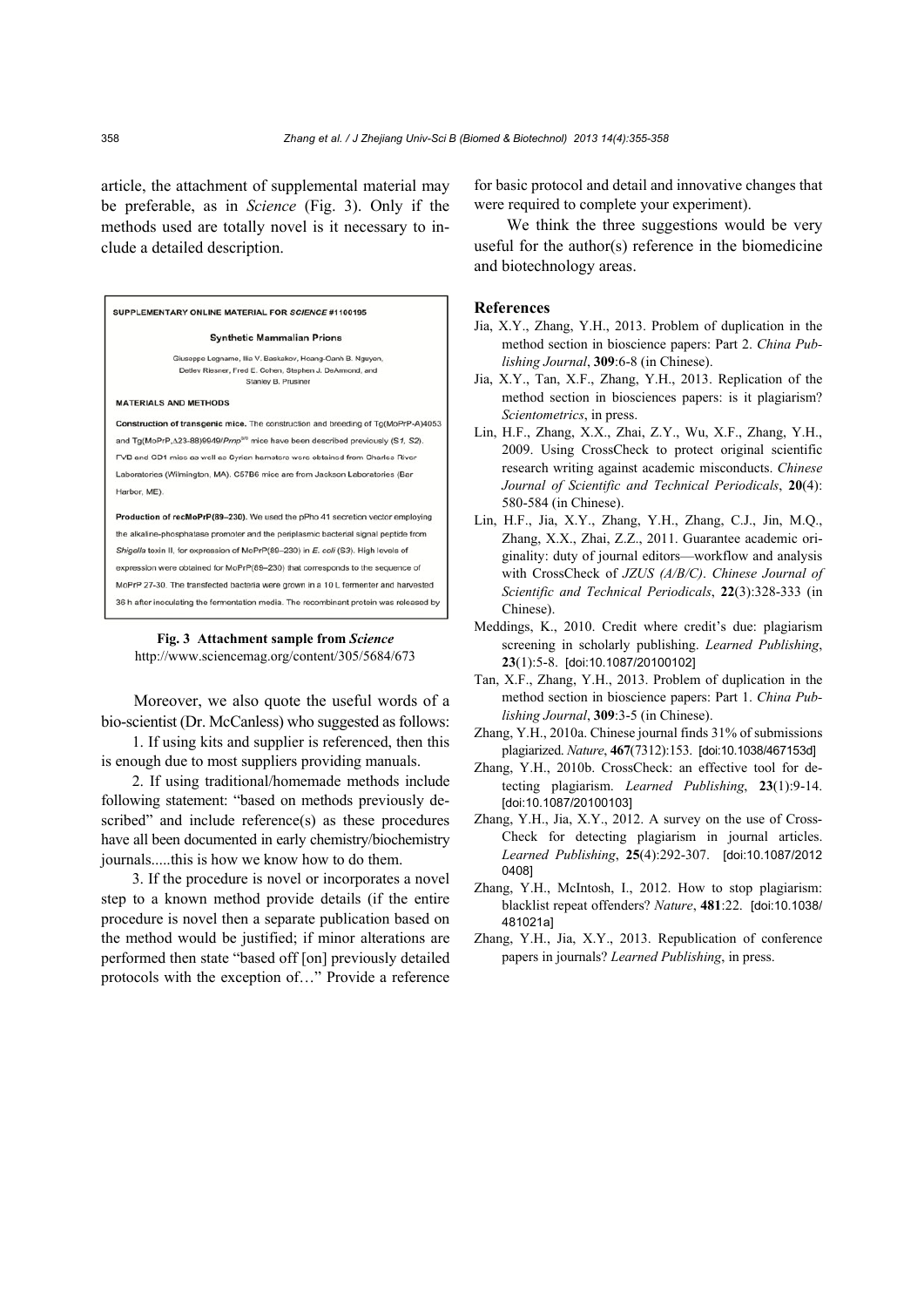article, the attachment of supplemental material may be preferable, as in *Science* (Fig. 3). Only if the methods used are totally novel is it necessary to include a detailed description.

SUPPLEMENTARY ONLINE MATERIAL FOR *SCIENCE* #1100195

**Synthetic Mammalian Prions**

Giuseppe Legname, Ilia V. Baskakov, Hoang-Oanh B. Nguyen, Detlev Riesner, Fred E. Cohen, Stephen J. DeArmond, and Stanley B. Prusiner

**MATERIALS AND METHODS**

**Construction of transgenic mice.** The construction and breeding of Tg(MoPrP-A)4053 and Tg(MoPrP,Δ23-88)9949/*Prnp*$^{0/0}$ mice have been described previously (*S1, S2*). FVB and CD1 mice as well as Syrian hamsters were obtained from Charles River Laboratories (Wilmington, MA). C57B6 mice are from Jackson Laboratories (Bar Harbor, ME).

**Production of recMoPrP(89–230).** We used the pPho 41 secretion vector employing the alkaline-phosphatase promoter and the periplasmic bacterial signal peptide from *Shigella* toxin II, for expression of MoPrP(89–230) in *E. coli* (*S3*). High levels of expression were obtained for MoPrP(89–230) that corresponds to the sequence of MoPrP 27-30. The transfected bacteria were grown in a 10 L fermenter and harvested 36 h after inoculating the fermentation media. The recombinant protein was released by

**Fig. 3 Attachment sample from *Science***
http://www.sciencemag.org/content/305/5684/673

Moreover, we also quote the useful words of a bio-scientist (Dr. McCanless) who suggested as follows:

1. If using kits and supplier is referenced, then this is enough due to most suppliers providing manuals.

2. If using traditional/homemade methods include following statement: "based on methods previously described" and include reference(s) as these procedures have all been documented in early chemistry/biochemistry journals.....this is how we know how to do them.

3. If the procedure is novel or incorporates a novel step to a known method provide details (if the entire procedure is novel then a separate publication based on the method would be justified; if minor alterations are performed then state "based off [on] previously detailed protocols with the exception of…" Provide a reference for basic protocol and detail and innovative changes that were required to complete your experiment).

We think the three suggestions would be very useful for the author(s) reference in the biomedicine and biotechnology areas.

## References

Jia, X.Y., Zhang, Y.H., 2013. Problem of duplication in the method section in bioscience papers: Part 2. *China Publishing Journal*, **309**:6-8 (in Chinese).

Jia, X.Y., Tan, X.F., Zhang, Y.H., 2013. Replication of the method section in biosciences papers: is it plagiarism? *Scientometrics*, in press.

Lin, H.F., Zhang, X.X., Zhai, Z.Y., Wu, X.F., Zhang, Y.H., 2009. Using CrossCheck to protect original scientific research writing against academic misconducts. *Chinese Journal of Scientific and Technical Periodicals*, **20**(4): 580-584 (in Chinese).

Lin, H.F., Jia, X.Y., Zhang, Y.H., Zhang, C.J., Jin, M.Q., Zhang, X.X., Zhai, Z.Z., 2011. Guarantee academic originality: duty of journal editors—workflow and analysis with CrossCheck of *JZUS (A/B/C)*. *Chinese Journal of Scientific and Technical Periodicals*, **22**(3):328-333 (in Chinese).

Meddings, K., 2010. Credit where credit's due: plagiarism screening in scholarly publishing. *Learned Publishing*, **23**(1):5-8. [doi:10.1087/20100102]

Tan, X.F., Zhang, Y.H., 2013. Problem of duplication in the method section in bioscience papers: Part 1. *China Publishing Journal*, **309**:3-5 (in Chinese).

Zhang, Y.H., 2010a. Chinese journal finds 31% of submissions plagiarized. *Nature*, **467**(7312):153. [doi:10.1038/467153d]

Zhang, Y.H., 2010b. CrossCheck: an effective tool for detecting plagiarism. *Learned Publishing*, **23**(1):9-14. [doi:10.1087/20100103]

Zhang, Y.H., Jia, X.Y., 2012. A survey on the use of CrossCheck for detecting plagiarism in journal articles. *Learned Publishing*, **25**(4):292-307. [doi:10.1087/20120408]

Zhang, Y.H., McIntosh, I., 2012. How to stop plagiarism: blacklist repeat offenders? *Nature*, **481**:22. [doi:10.1038/481021a]

Zhang, Y.H., Jia, X.Y., 2013. Republication of conference papers in journals? *Learned Publishing*, in press.